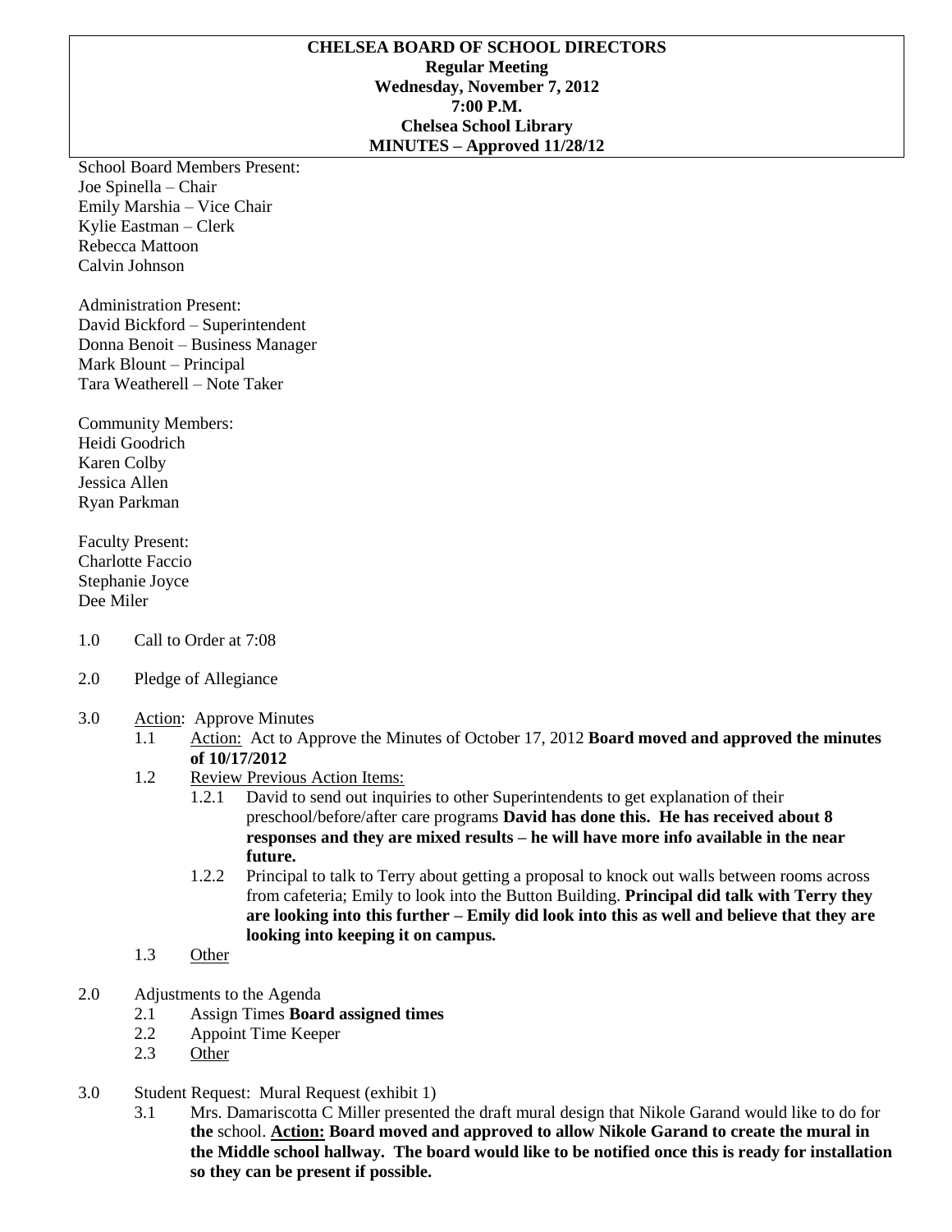**CHELSEA BOARD OF SCHOOL DIRECTORS**
**Regular Meeting**
**Wednesday, November 7, 2012**
**7:00 P.M.**
**Chelsea School Library**
**MINUTES – Approved 11/28/12**

School Board Members Present:
Joe Spinella – Chair
Emily Marshia – Vice Chair
Kylie Eastman – Clerk
Rebecca Mattoon
Calvin Johnson

Administration Present:
David Bickford – Superintendent
Donna Benoit – Business Manager
Mark Blount – Principal
Tara Weatherell – Note Taker

Community Members:
Heidi Goodrich
Karen Colby
Jessica Allen
Ryan Parkman

Faculty Present:
Charlotte Faccio
Stephanie Joyce
Dee Miler

1.0 Call to Order at 7:08

2.0 Pledge of Allegiance

3.0 Action: Approve Minutes

- 1.1 Action: Act to Approve the Minutes of October 17, 2012 **Board moved and approved the minutes of 10/17/2012**
- 1.2 Review Previous Action Items:
  - 1.2.1 David to send out inquiries to other Superintendents to get explanation of their preschool/before/after care programs **David has done this. He has received about 8 responses and they are mixed results – he will have more info available in the near future.**
  - 1.2.2 Principal to talk to Terry about getting a proposal to knock out walls between rooms across from cafeteria; Emily to look into the Button Building. **Principal did talk with Terry they are looking into this further – Emily did look into this as well and believe that they are looking into keeping it on campus.**
- 1.3 Other

2.0 Adjustments to the Agenda

- 2.1 Assign Times **Board assigned times**
- 2.2 Appoint Time Keeper
- 2.3 Other

3.0 Student Request: Mural Request (exhibit 1)

- 3.1 Mrs. Damariscotta C Miller presented the draft mural design that Nikole Garand would like to do for **the** school. **Action: Board moved and approved to allow Nikole Garand to create the mural in the Middle school hallway. The board would like to be notified once this is ready for installation so they can be present if possible.**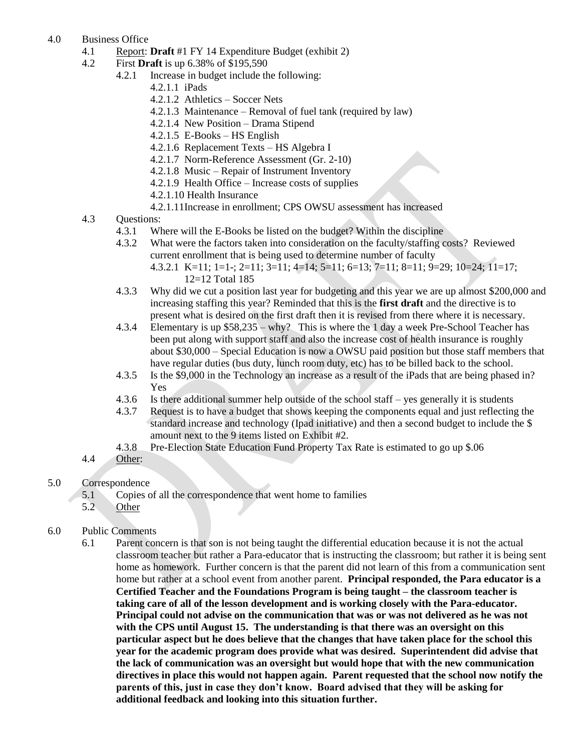4.0 Business Office

- 4.1 Report: **Draft** #1 FY 14 Expenditure Budget (exhibit 2)
- 4.2 First **Draft** is up 6.38% of $195,590
  - 4.2.1 Increase in budget include the following:
    - 4.2.1.1 iPads
    - 4.2.1.2 Athletics – Soccer Nets
    - 4.2.1.3 Maintenance – Removal of fuel tank (required by law)
    - 4.2.1.4 New Position – Drama Stipend
    - 4.2.1.5 E-Books – HS English
    - 4.2.1.6 Replacement Texts – HS Algebra I
    - 4.2.1.7 Norm-Reference Assessment (Gr. 2-10)
    - 4.2.1.8 Music – Repair of Instrument Inventory
    - 4.2.1.9 Health Office – Increase costs of supplies
    - 4.2.1.10 Health Insurance
    - 4.2.1.11Increase in enrollment; CPS OWSU assessment has increased
- 4.3 Questions:
  - 4.3.1 Where will the E-Books be listed on the budget? Within the discipline
  - 4.3.2 What were the factors taken into consideration on the faculty/staffing costs? Reviewed current enrollment that is being used to determine number of faculty
    - 4.3.2.1 K=11; 1=1-; 2=11; 3=11; 4=14; 5=11; 6=13; 7=11; 8=11; 9=29; 10=24; 11=17; 12=12 Total 185
  - 4.3.3 Why did we cut a position last year for budgeting and this year we are up almost $200,000 and increasing staffing this year? Reminded that this is the **first draft** and the directive is to present what is desired on the first draft then it is revised from there where it is necessary.
  - 4.3.4 Elementary is up $58,235 – why? This is where the 1 day a week Pre-School Teacher has been put along with support staff and also the increase cost of health insurance is roughly about $30,000 – Special Education is now a OWSU paid position but those staff members that have regular duties (bus duty, lunch room duty, etc) has to be billed back to the school.
  - 4.3.5 Is the $9,000 in the Technology an increase as a result of the iPads that are being phased in? Yes
  - 4.3.6 Is there additional summer help outside of the school staff – yes generally it is students
  - 4.3.7 Request is to have a budget that shows keeping the components equal and just reflecting the standard increase and technology (Ipad initiative) and then a second budget to include the $ amount next to the 9 items listed on Exhibit #2.
  - 4.3.8 Pre-Election State Education Fund Property Tax Rate is estimated to go up $.06
- 4.4 Other:

5.0 Correspondence

- 5.1 Copies of all the correspondence that went home to families
- 5.2 Other

6.0 Public Comments

- 6.1 Parent concern is that son is not being taught the differential education because it is not the actual classroom teacher but rather a Para-educator that is instructing the classroom; but rather it is being sent home as homework. Further concern is that the parent did not learn of this from a communication sent home but rather at a school event from another parent. **Principal responded, the Para educator is a Certified Teacher and the Foundations Program is being taught – the classroom teacher is taking care of all of the lesson development and is working closely with the Para-educator. Principal could not advise on the communication that was or was not delivered as he was not with the CPS until August 15. The understanding is that there was an oversight on this particular aspect but he does believe that the changes that have taken place for the school this year for the academic program does provide what was desired. Superintendent did advise that the lack of communication was an oversight but would hope that with the new communication directives in place this would not happen again. Parent requested that the school now notify the parents of this, just in case they don't know. Board advised that they will be asking for additional feedback and looking into this situation further.**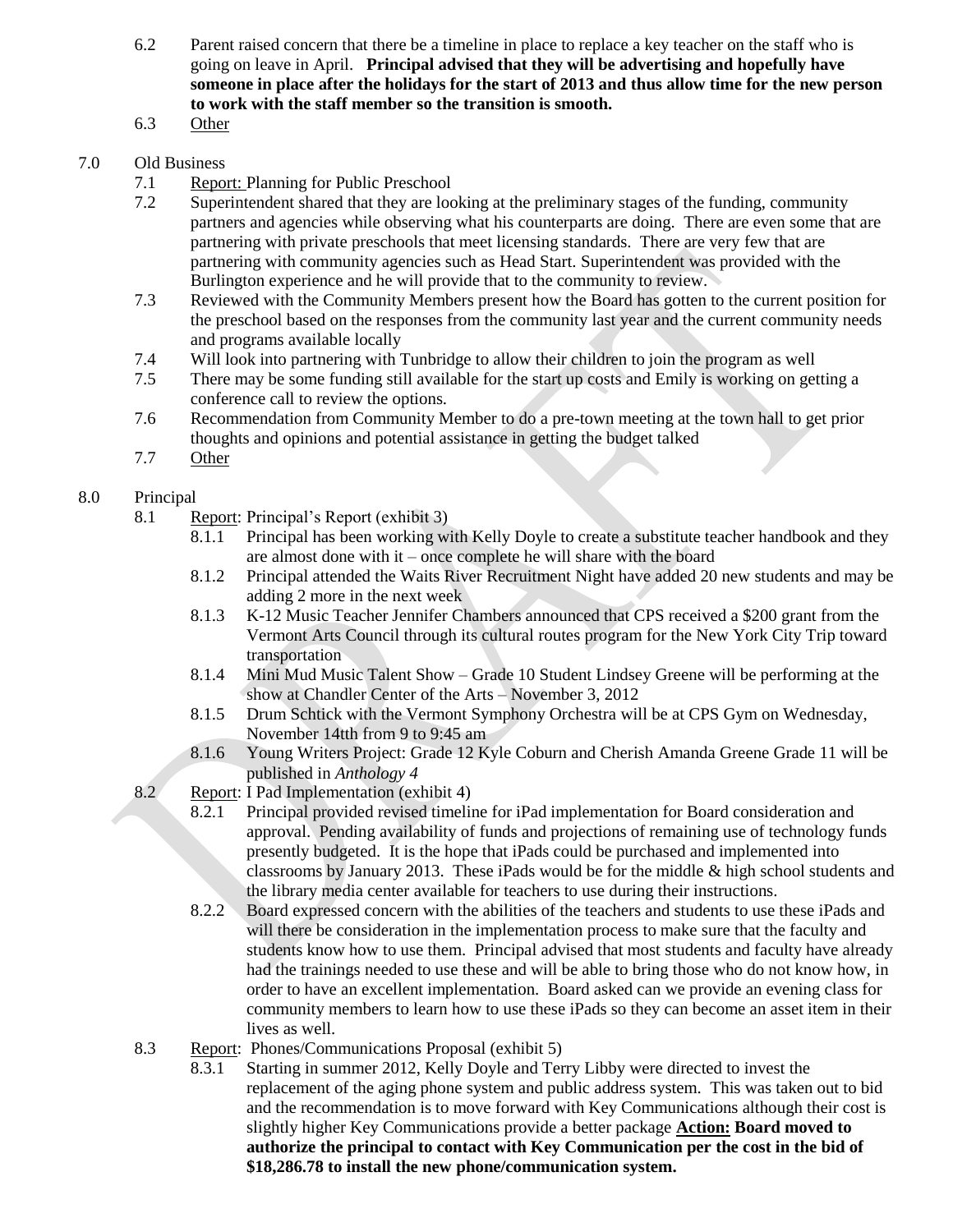6.2 Parent raised concern that there be a timeline in place to replace a key teacher on the staff who is going on leave in April. **Principal advised that they will be advertising and hopefully have someone in place after the holidays for the start of 2013 and thus allow time for the new person to work with the staff member so the transition is smooth.**

6.3 Other

7.0 Old Business

7.1 Report: Planning for Public Preschool

7.2 Superintendent shared that they are looking at the preliminary stages of the funding, community partners and agencies while observing what his counterparts are doing. There are even some that are partnering with private preschools that meet licensing standards. There are very few that are partnering with community agencies such as Head Start. Superintendent was provided with the Burlington experience and he will provide that to the community to review.

7.3 Reviewed with the Community Members present how the Board has gotten to the current position for the preschool based on the responses from the community last year and the current community needs and programs available locally

7.4 Will look into partnering with Tunbridge to allow their children to join the program as well

7.5 There may be some funding still available for the start up costs and Emily is working on getting a conference call to review the options.

7.6 Recommendation from Community Member to do a pre-town meeting at the town hall to get prior thoughts and opinions and potential assistance in getting the budget talked

7.7 Other

8.0 Principal

8.1 Report: Principal's Report (exhibit 3)

8.1.1 Principal has been working with Kelly Doyle to create a substitute teacher handbook and they are almost done with it – once complete he will share with the board

8.1.2 Principal attended the Waits River Recruitment Night have added 20 new students and may be adding 2 more in the next week

8.1.3 K-12 Music Teacher Jennifer Chambers announced that CPS received a $200 grant from the Vermont Arts Council through its cultural routes program for the New York City Trip toward transportation

8.1.4 Mini Mud Music Talent Show – Grade 10 Student Lindsey Greene will be performing at the show at Chandler Center of the Arts – November 3, 2012

8.1.5 Drum Schtick with the Vermont Symphony Orchestra will be at CPS Gym on Wednesday, November 14tth from 9 to 9:45 am

8.1.6 Young Writers Project: Grade 12 Kyle Coburn and Cherish Amanda Greene Grade 11 will be published in *Anthology 4*

8.2 Report: I Pad Implementation (exhibit 4)

8.2.1 Principal provided revised timeline for iPad implementation for Board consideration and approval. Pending availability of funds and projections of remaining use of technology funds presently budgeted. It is the hope that iPads could be purchased and implemented into classrooms by January 2013. These iPads would be for the middle & high school students and the library media center available for teachers to use during their instructions.

8.2.2 Board expressed concern with the abilities of the teachers and students to use these iPads and will there be consideration in the implementation process to make sure that the faculty and students know how to use them. Principal advised that most students and faculty have already had the trainings needed to use these and will be able to bring those who do not know how, in order to have an excellent implementation. Board asked can we provide an evening class for community members to learn how to use these iPads so they can become an asset item in their lives as well.

8.3 Report: Phones/Communications Proposal (exhibit 5)

8.3.1 Starting in summer 2012, Kelly Doyle and Terry Libby were directed to invest the replacement of the aging phone system and public address system. This was taken out to bid and the recommendation is to move forward with Key Communications although their cost is slightly higher Key Communications provide a better package **Action: Board moved to authorize the principal to contact with Key Communication per the cost in the bid of $18,286.78 to install the new phone/communication system.**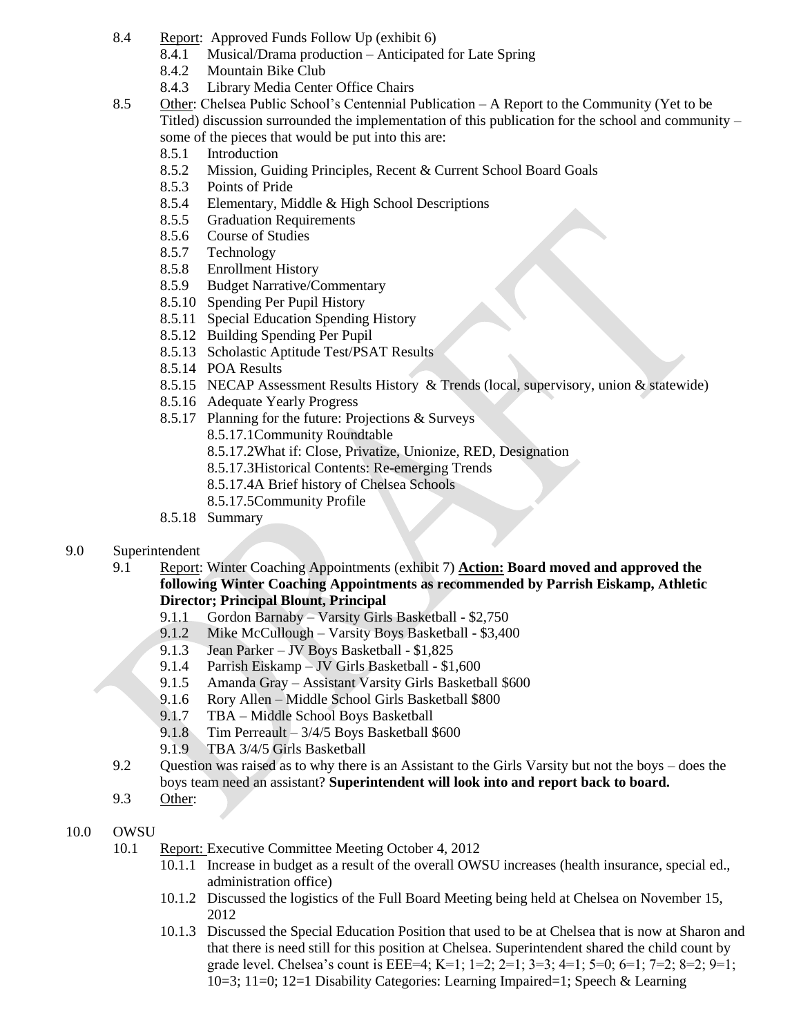- 8.4 Report: Approved Funds Follow Up (exhibit 6)
  - 8.4.1 Musical/Drama production – Anticipated for Late Spring
  - 8.4.2 Mountain Bike Club
  - 8.4.3 Library Media Center Office Chairs
- 8.5 Other: Chelsea Public School's Centennial Publication – A Report to the Community (Yet to be Titled) discussion surrounded the implementation of this publication for the school and community – some of the pieces that would be put into this are:
  - 8.5.1 Introduction
  - 8.5.2 Mission, Guiding Principles, Recent & Current School Board Goals
  - 8.5.3 Points of Pride
  - 8.5.4 Elementary, Middle & High School Descriptions
  - 8.5.5 Graduation Requirements
  - 8.5.6 Course of Studies
  - 8.5.7 Technology
  - 8.5.8 Enrollment History
  - 8.5.9 Budget Narrative/Commentary
  - 8.5.10 Spending Per Pupil History
  - 8.5.11 Special Education Spending History
  - 8.5.12 Building Spending Per Pupil
  - 8.5.13 Scholastic Aptitude Test/PSAT Results
  - 8.5.14 POA Results
  - 8.5.15 NECAP Assessment Results History & Trends (local, supervisory, union & statewide)
  - 8.5.16 Adequate Yearly Progress
  - 8.5.17 Planning for the future: Projections & Surveys
    - 8.5.17.1Community Roundtable
    - 8.5.17.2What if: Close, Privatize, Unionize, RED, Designation
    - 8.5.17.3Historical Contents: Re-emerging Trends
    - 8.5.17.4A Brief history of Chelsea Schools
    - 8.5.17.5Community Profile
  - 8.5.18 Summary

9.0 Superintendent

- 9.1 Report: Winter Coaching Appointments (exhibit 7) **Action: Board moved and approved the following Winter Coaching Appointments as recommended by Parrish Eiskamp, Athletic Director; Principal Blount, Principal**
  - 9.1.1 Gordon Barnaby – Varsity Girls Basketball - $2,750
  - 9.1.2 Mike McCullough – Varsity Boys Basketball - $3,400
  - 9.1.3 Jean Parker – JV Boys Basketball - $1,825
  - 9.1.4 Parrish Eiskamp – JV Girls Basketball - $1,600
  - 9.1.5 Amanda Gray – Assistant Varsity Girls Basketball $600
  - 9.1.6 Rory Allen – Middle School Girls Basketball $800
  - 9.1.7 TBA – Middle School Boys Basketball
  - 9.1.8 Tim Perreault – 3/4/5 Boys Basketball $600
  - 9.1.9 TBA 3/4/5 Girls Basketball
- 9.2 Question was raised as to why there is an Assistant to the Girls Varsity but not the boys – does the boys team need an assistant? **Superintendent will look into and report back to board.**
- 9.3 Other:

10.0 OWSU

- 10.1 Report: Executive Committee Meeting October 4, 2012
  - 10.1.1 Increase in budget as a result of the overall OWSU increases (health insurance, special ed., administration office)
  - 10.1.2 Discussed the logistics of the Full Board Meeting being held at Chelsea on November 15, 2012
  - 10.1.3 Discussed the Special Education Position that used to be at Chelsea that is now at Sharon and that there is need still for this position at Chelsea. Superintendent shared the child count by grade level. Chelsea's count is EEE=4; K=1; 1=2; 2=1; 3=3; 4=1; 5=0; 6=1; 7=2; 8=2; 9=1; 10=3; 11=0; 12=1 Disability Categories: Learning Impaired=1; Speech & Learning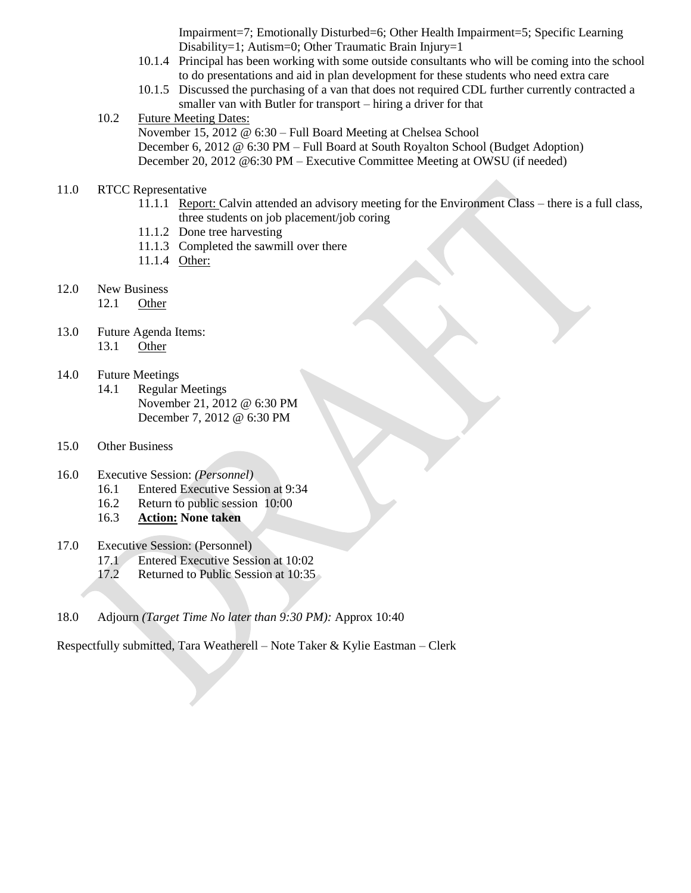Impairment=7; Emotionally Disturbed=6; Other Health Impairment=5; Specific Learning Disability=1; Autism=0; Other Traumatic Brain Injury=1

10.1.4 Principal has been working with some outside consultants who will be coming into the school to do presentations and aid in plan development for these students who need extra care

10.1.5 Discussed the purchasing of a van that does not required CDL further currently contracted a smaller van with Butler for transport – hiring a driver for that

10.2 Future Meeting Dates:
November 15, 2012 @ 6:30 – Full Board Meeting at Chelsea School
December 6, 2012 @ 6:30 PM – Full Board at South Royalton School (Budget Adoption)
December 20, 2012 @6:30 PM – Executive Committee Meeting at OWSU (if needed)

11.0 RTCC Representative

11.1.1 Report: Calvin attended an advisory meeting for the Environment Class – there is a full class, three students on job placement/job coring

11.1.2 Done tree harvesting

11.1.3 Completed the sawmill over there

11.1.4 Other:

12.0 New Business

12.1 Other

13.0 Future Agenda Items:

13.1 Other

14.0 Future Meetings

14.1 Regular Meetings
November 21, 2012 @ 6:30 PM
December 7, 2012 @ 6:30 PM

15.0 Other Business

16.0 Executive Session: *(Personnel)*

16.1 Entered Executive Session at 9:34

16.2 Return to public session 10:00

16.3 **Action: None taken**

17.0 Executive Session: (Personnel)

17.1 Entered Executive Session at 10:02

17.2 Returned to Public Session at 10:35

18.0 Adjourn *(Target Time No later than 9:30 PM):* Approx 10:40

Respectfully submitted, Tara Weatherell – Note Taker & Kylie Eastman – Clerk